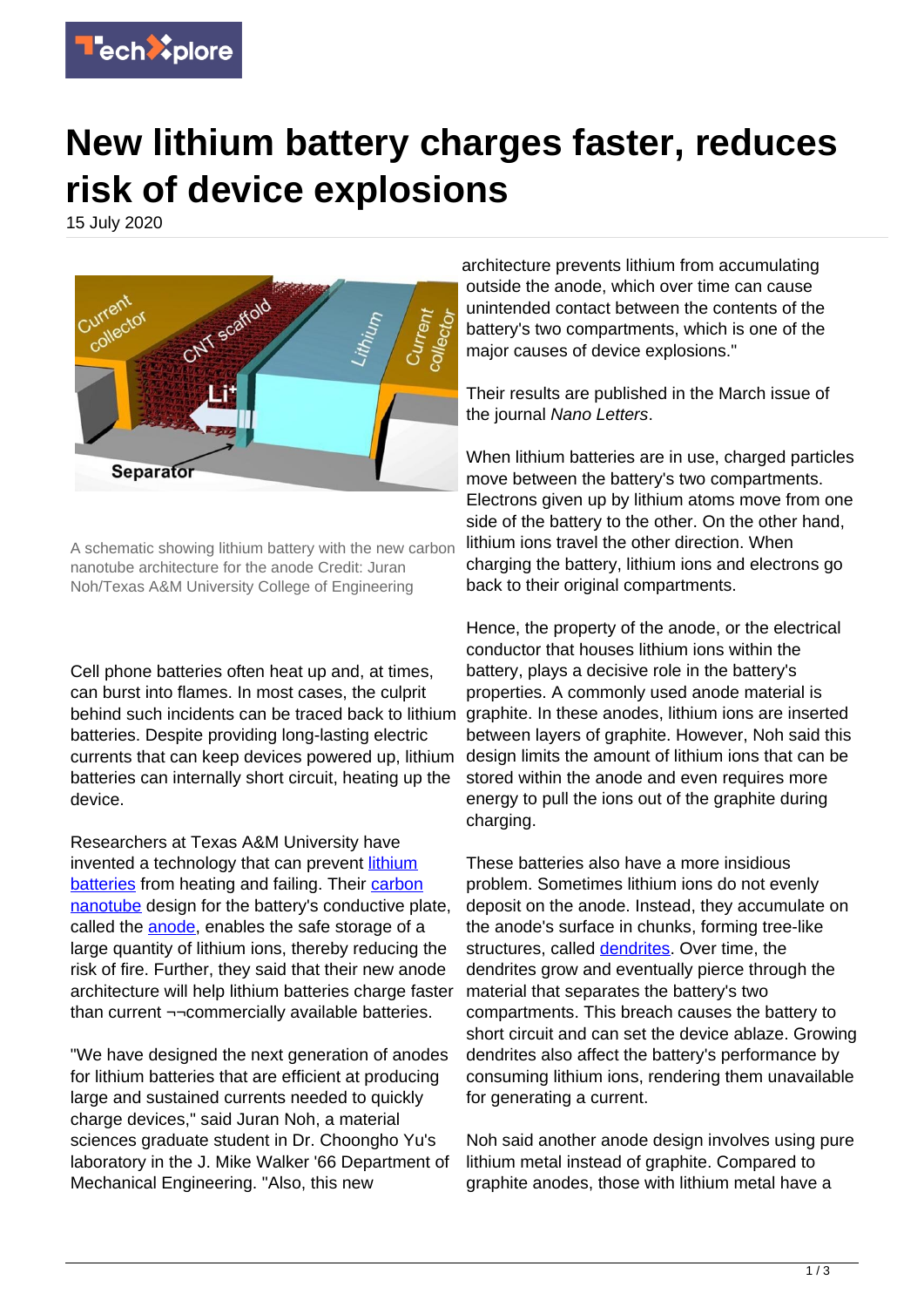# New lithium battery charges faster, reduces risk of device explosions

15 July 2020

A schematic showing lithium battery with the new carbon nanotube architecture for the anode Credit: Juran Noh/Texas A&M University College of Engineering

Cell phone batteries often heat up and, at times, can burst into flames. In most cases, the culprit behind such incidents can be traced back to lithium batteries. Despite providing long-lasting electric currents that can keep devices powered up, lithium batteries can internally short circuit, heating up the device.

Researchers at Texas A&M University have invented a technology that can prevent lithium batteries from heating and failing. Their carbon nanotube design for the battery's conductive plate, called the anode, enables the safe storage of a large quantity of lithium ions, thereby reducing the risk of fire. Further, they said that their new anode architecture will help lithium batteries charge faster than current ¬¬commercially available batteries.

"We have designed the next generation of anodes for lithium batteries that are efficient at producing large and sustained currents needed to quickly charge devices," said Juran Noh, a material sciences graduate student in Dr. Choongho Yu's laboratory in the J. Mike Walker '66 Department of Mechanical Engineering. "Also, this new architecture prevents lithium from accumulating outside the anode, which over time can cause unintended contact between the contents of the battery's two compartments, which is one of the major causes of device explosions."

Their results are published in the March issue of the journal *Nano Letters*.

When lithium batteries are in use, charged particles move between the battery's two compartments. Electrons given up by lithium atoms move from one side of the battery to the other. On the other hand, lithium ions travel the other direction. When charging the battery, lithium ions and electrons go back to their original compartments.

Hence, the property of the anode, or the electrical conductor that houses lithium ions within the battery, plays a decisive role in the battery's properties. A commonly used anode material is graphite. In these anodes, lithium ions are inserted between layers of graphite. However, Noh said this design limits the amount of lithium ions that can be stored within the anode and even requires more energy to pull the ions out of the graphite during charging.

These batteries also have a more insidious problem. Sometimes lithium ions do not evenly deposit on the anode. Instead, they accumulate on the anode's surface in chunks, forming tree-like structures, called dendrites. Over time, the dendrites grow and eventually pierce through the material that separates the battery's two compartments. This breach causes the battery to short circuit and can set the device ablaze. Growing dendrites also affect the battery's performance by consuming lithium ions, rendering them unavailable for generating a current.

Noh said another anode design involves using pure lithium metal instead of graphite. Compared to graphite anodes, those with lithium metal have a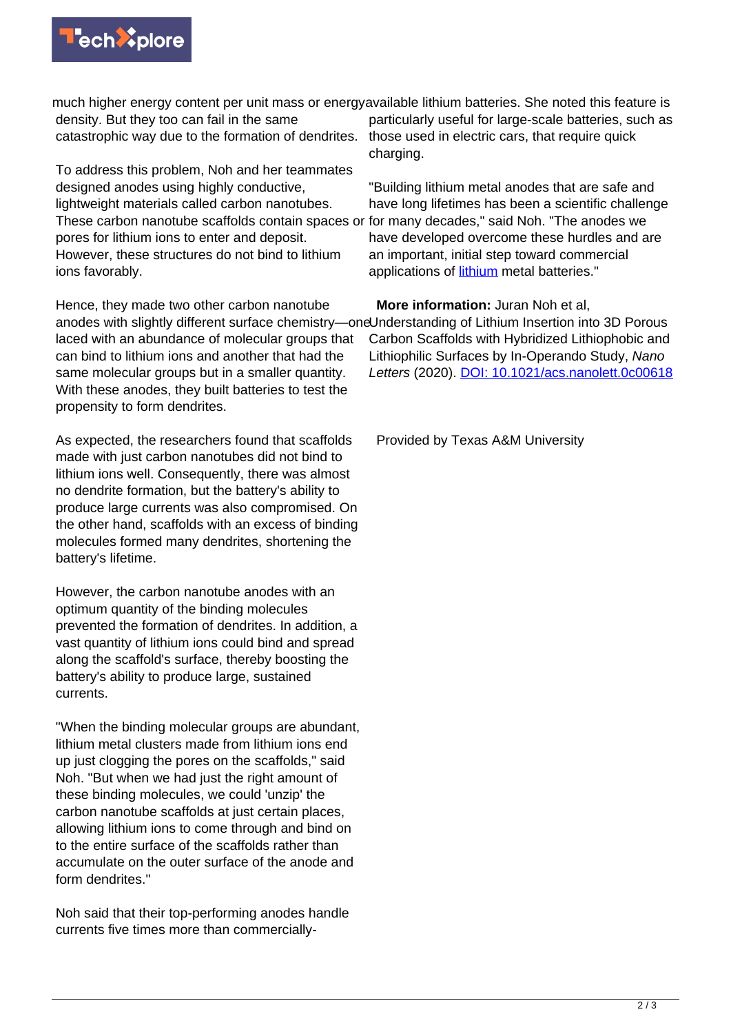much higher energy content per unit mass or energy density. But they too can fail in the same catastrophic way due to the formation of dendrites.

To address this problem, Noh and her teammates designed anodes using highly conductive, lightweight materials called carbon nanotubes. These carbon nanotube scaffolds contain spaces or pores for lithium ions to enter and deposit. However, these structures do not bind to lithium ions favorably.

Hence, they made two other carbon nanotube anodes with slightly different surface chemistry—one laced with an abundance of molecular groups that can bind to lithium ions and another that had the same molecular groups but in a smaller quantity. With these anodes, they built batteries to test the propensity to form dendrites.

As expected, the researchers found that scaffolds made with just carbon nanotubes did not bind to lithium ions well. Consequently, there was almost no dendrite formation, but the battery's ability to produce large currents was also compromised. On the other hand, scaffolds with an excess of binding molecules formed many dendrites, shortening the battery's lifetime.

However, the carbon nanotube anodes with an optimum quantity of the binding molecules prevented the formation of dendrites. In addition, a vast quantity of lithium ions could bind and spread along the scaffold's surface, thereby boosting the battery's ability to produce large, sustained currents.

"When the binding molecular groups are abundant, lithium metal clusters made from lithium ions end up just clogging the pores on the scaffolds," said Noh. "But when we had just the right amount of these binding molecules, we could 'unzip' the carbon nanotube scaffolds at just certain places, allowing lithium ions to come through and bind on to the entire surface of the scaffolds rather than accumulate on the outer surface of the anode and form dendrites."

Noh said that their top-performing anodes handle currents five times more than commercially-available lithium batteries. She noted this feature is particularly useful for large-scale batteries, such as those used in electric cars, that require quick charging.

"Building lithium metal anodes that are safe and have long lifetimes has been a scientific challenge for many decades," said Noh. "The anodes we have developed overcome these hurdles and are an important, initial step toward commercial applications of lithium metal batteries."

**More information:** Juran Noh et al, Understanding of Lithium Insertion into 3D Porous Carbon Scaffolds with Hybridized Lithiophobic and Lithiophilic Surfaces by In-Operando Study, *Nano Letters* (2020). DOI: 10.1021/acs.nanolett.0c00618

Provided by Texas A&M University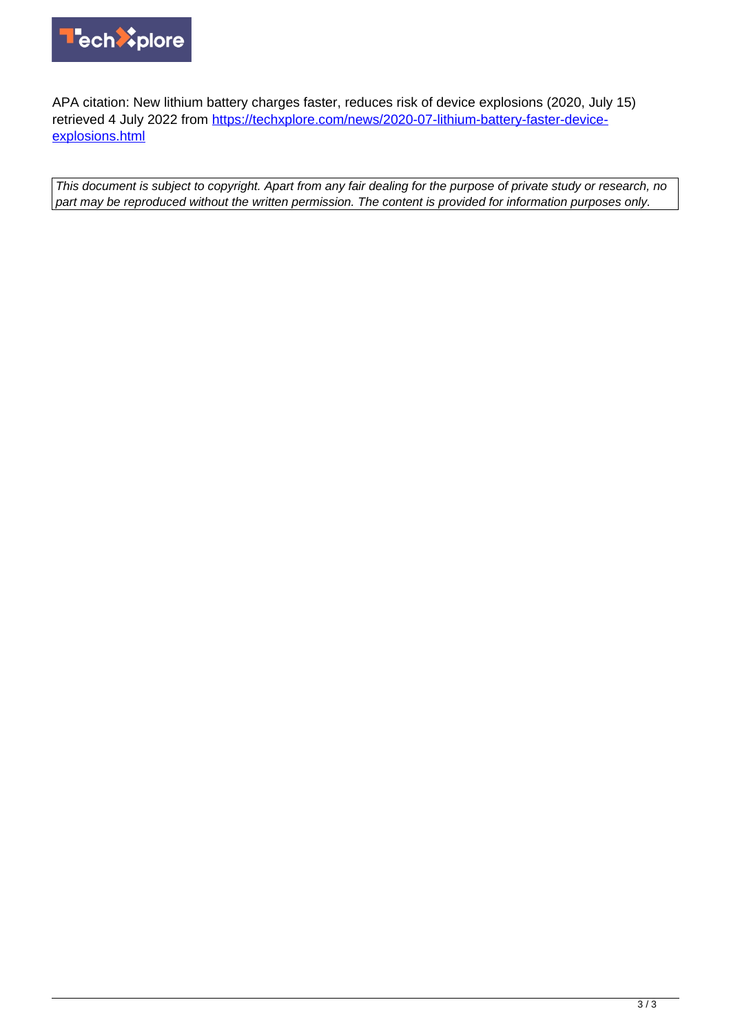APA citation: New lithium battery charges faster, reduces risk of device explosions (2020, July 15) retrieved 4 July 2022 from https://techxplore.com/news/2020-07-lithium-battery-faster-device-explosions.html

*This document is subject to copyright. Apart from any fair dealing for the purpose of private study or research, no part may be reproduced without the written permission. The content is provided for information purposes only.*